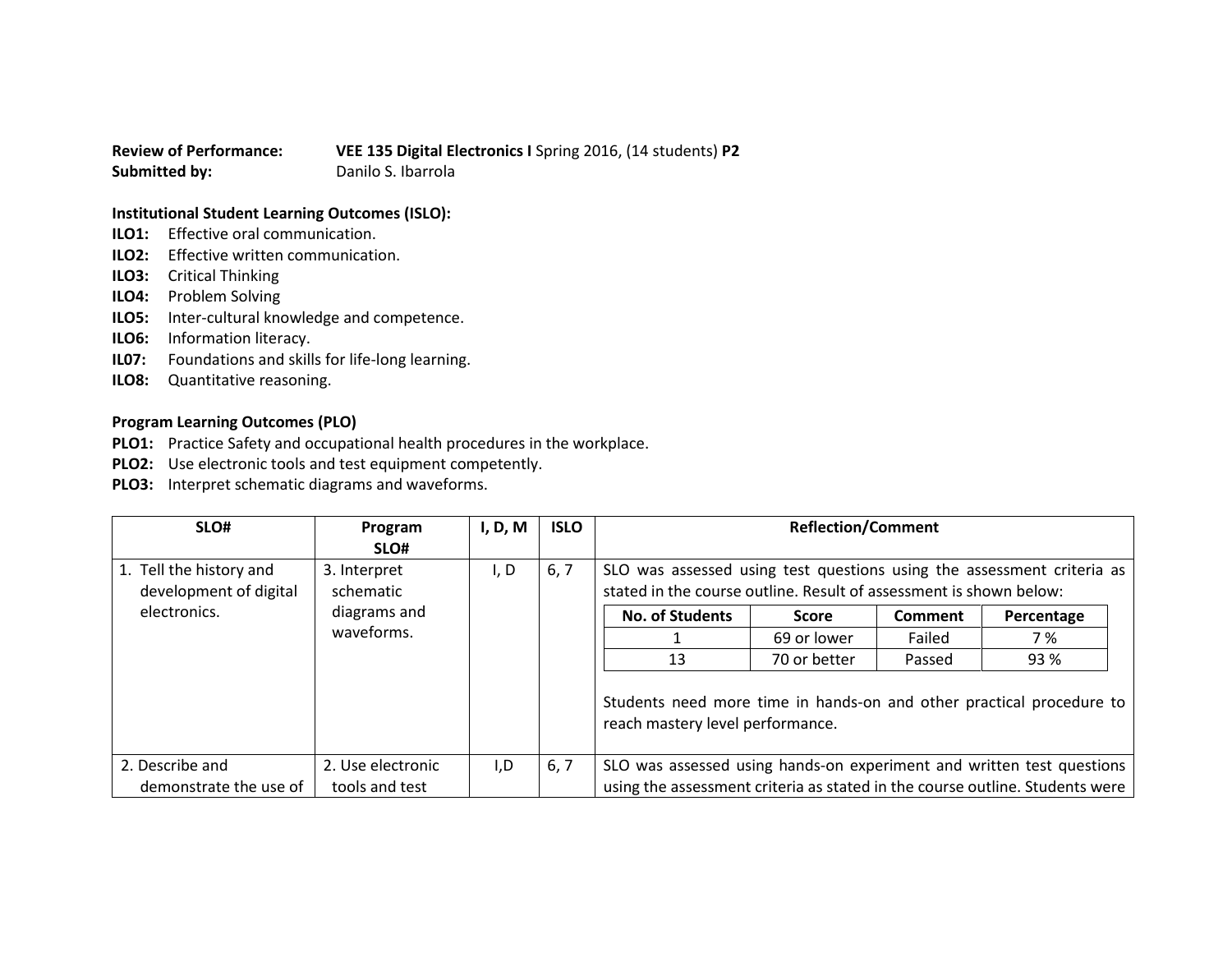**Review of Performance:** **VEE 135 Digital Electronics I** Spring 2016, (14 students) **P2**
**Submitted by:** Danilo S. Ibarrola

**Institutional Student Learning Outcomes (ISLO):**

**ILO1:** Effective oral communication.
**ILO2:** Effective written communication.
**ILO3:** Critical Thinking
**ILO4:** Problem Solving
**ILO5:** Inter-cultural knowledge and competence.
**ILO6:** Information literacy.
**IL07:** Foundations and skills for life-long learning.
**ILO8:** Quantitative reasoning.

**Program Learning Outcomes (PLO)**

**PLO1:** Practice Safety and occupational health procedures in the workplace.
**PLO2:** Use electronic tools and test equipment competently.
**PLO3:** Interpret schematic diagrams and waveforms.

| SLO# | Program SLO# | I, D, M | ISLO | Reflection/Comment |
|---|---|---|---|---|
| 1. Tell the history and development of digital electronics. | 3. Interpret schematic diagrams and waveforms. | I, D | 6, 7 | SLO was assessed using test questions using the assessment criteria as stated in the course outline. Result of assessment is shown below:<br><br>No. of Students: 1 — Score: 69 or lower — Comment: Failed — Percentage: 7 %<br>No. of Students: 13 — Score: 70 or better — Comment: Passed — Percentage: 93 %<br><br>Students need more time in hands-on and other practical procedure to reach mastery level performance. |
| 2. Describe and demonstrate the use of | 2. Use electronic tools and test | I,D | 6, 7 | SLO was assessed using hands-on experiment and written test questions using the assessment criteria as stated in the course outline. Students were |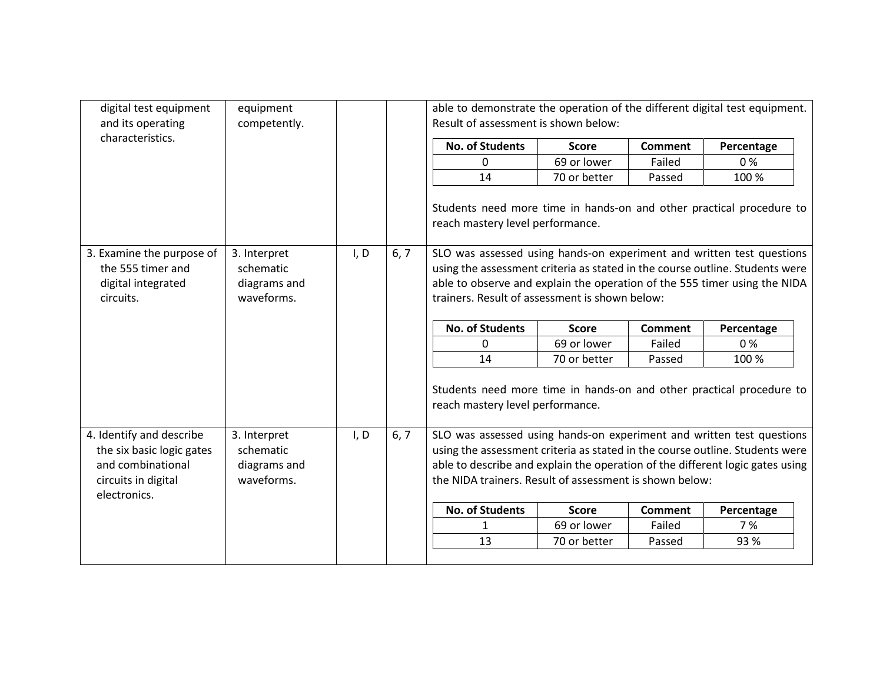| | | | | |
|---|---|---|---|---|
| digital test equipment and its operating characteristics. | equipment competently. | | | able to demonstrate the operation of the different digital test equipment. Result of assessment is shown below:<br><br>**No. of Students** / **Score** / **Comment** / **Percentage**<br>0 / 69 or lower / Failed / 0 %<br>14 / 70 or better / Passed / 100 %<br><br>Students need more time in hands-on and other practical procedure to reach mastery level performance. |
| 3. Examine the purpose of the 555 timer and digital integrated circuits. | 3. Interpret schematic diagrams and waveforms. | I, D | 6, 7 | SLO was assessed using hands-on experiment and written test questions using the assessment criteria as stated in the course outline. Students were able to observe and explain the operation of the 555 timer using the NIDA trainers. Result of assessment is shown below:<br><br>**No. of Students** / **Score** / **Comment** / **Percentage**<br>0 / 69 or lower / Failed / 0 %<br>14 / 70 or better / Passed / 100 %<br><br>Students need more time in hands-on and other practical procedure to reach mastery level performance. |
| 4. Identify and describe the six basic logic gates and combinational circuits in digital electronics. | 3. Interpret schematic diagrams and waveforms. | I, D | 6, 7 | SLO was assessed using hands-on experiment and written test questions using the assessment criteria as stated in the course outline. Students were able to describe and explain the operation of the different logic gates using the NIDA trainers. Result of assessment is shown below:<br><br>**No. of Students** / **Score** / **Comment** / **Percentage**<br>1 / 69 or lower / Failed / 7 %<br>13 / 70 or better / Passed / 93 % |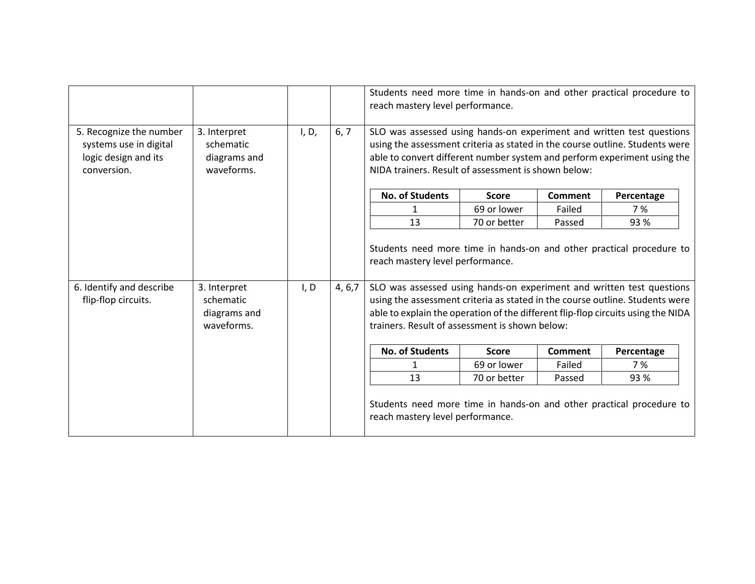| | | | | |
|---|---|---|---|---|
| | | | | Students need more time in hands-on and other practical procedure to reach mastery level performance. |
| 5. Recognize the number systems use in digital logic design and its conversion. | 3. Interpret schematic diagrams and waveforms. | I, D, | 6, 7 | SLO was assessed using hands-on experiment and written test questions using the assessment criteria as stated in the course outline. Students were able to convert different number system and perform experiment using the NIDA trainers. Result of assessment is shown below:<br><br>**No. of Students** / **Score** / **Comment** / **Percentage**<br>1 / 69 or lower / Failed / 7 %<br>13 / 70 or better / Passed / 93 %<br><br>Students need more time in hands-on and other practical procedure to reach mastery level performance. |
| 6. Identify and describe flip-flop circuits. | 3. Interpret schematic diagrams and waveforms. | I, D | 4, 6,7 | SLO was assessed using hands-on experiment and written test questions using the assessment criteria as stated in the course outline. Students were able to explain the operation of the different flip-flop circuits using the NIDA trainers. Result of assessment is shown below:<br><br>**No. of Students** / **Score** / **Comment** / **Percentage**<br>1 / 69 or lower / Failed / 7 %<br>13 / 70 or better / Passed / 93 %<br><br>Students need more time in hands-on and other practical procedure to reach mastery level performance. |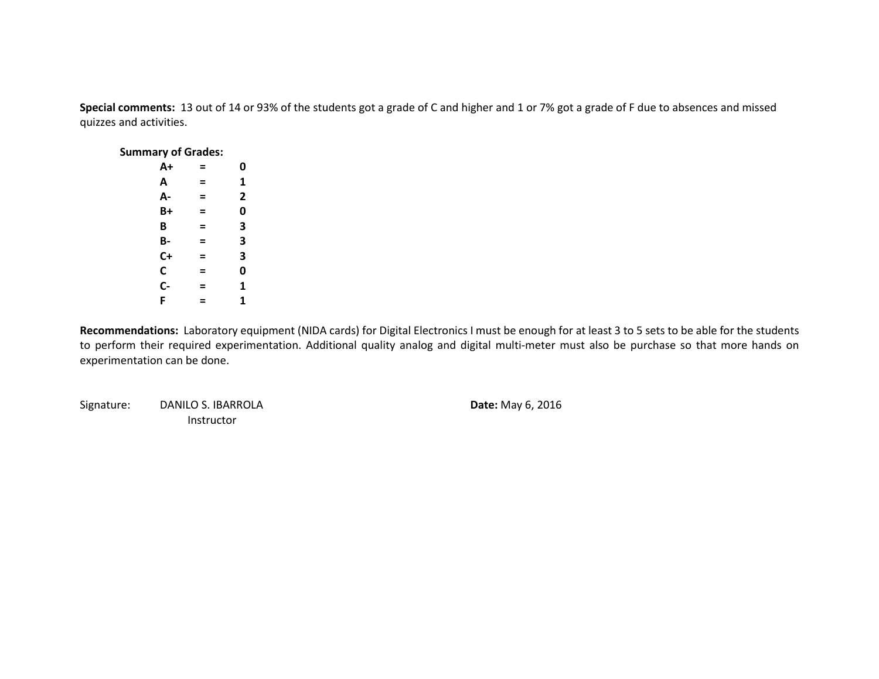**Special comments:** 13 out of 14 or 93% of the students got a grade of C and higher and 1 or 7% got a grade of F due to absences and missed quizzes and activities.

**Summary of Grades:**

| | | |
|---|---|---|
| **A+** | **=** | **0** |
| **A** | **=** | **1** |
| **A-** | **=** | **2** |
| **B+** | **=** | **0** |
| **B** | **=** | **3** |
| **B-** | **=** | **3** |
| **C+** | **=** | **3** |
| **C** | **=** | **0** |
| **C-** | **=** | **1** |
| **F** | **=** | **1** |

**Recommendations:** Laboratory equipment (NIDA cards) for Digital Electronics I must be enough for at least 3 to 5 sets to be able for the students to perform their required experimentation. Additional quality analog and digital multi-meter must also be purchase so that more hands on experimentation can be done.

Signature: DANILO S. IBARROLA
Instructor

**Date:** May 6, 2016